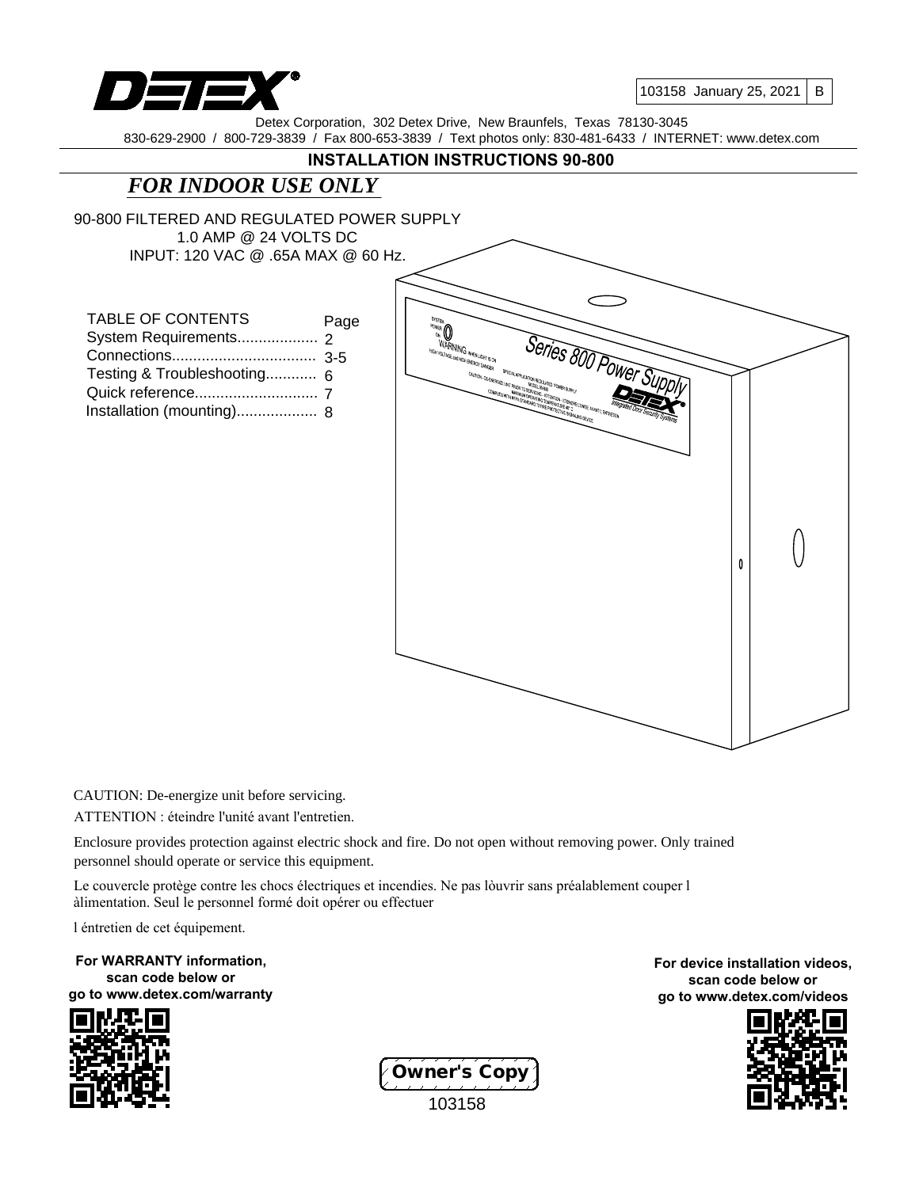103158 January 25, 2021 | B

Detex Corporation, 302 Detex Drive, New Braunfels, Texas 78130-3045
830-629-2900 / 800-729-3839 / Fax 800-653-3839 / Text photos only: 830-481-6433 / INTERNET: www.detex.com

## INSTALLATION INSTRUCTIONS 90-800

***FOR INDOOR USE ONLY***

90-800 FILTERED AND REGULATED POWER SUPPLY
1.0 AMP @ 24 VOLTS DC
INPUT: 120 VAC @ .65A MAX @ 60 Hz.

| TABLE OF CONTENTS | Page |
|---|---|
| System Requirements | 2 |
| Connections | 3-5 |
| Testing & Troubleshooting | 6 |
| Quick reference | 7 |
| Installation (mounting) | 8 |

CAUTION: De-energize unit before servicing.

ATTENTION : éteindre l'unité avant l'entretien.

Enclosure provides protection against electric shock and fire. Do not open without removing power. Only trained personnel should operate or service this equipment.

Le couvercle protège contre les chocs électriques et incendies. Ne pas lòuvrir sans préalablement couper l àlimentation. Seul le personnel formé doit opérer ou effectuer

l éntretien de cet équipement.

**For WARRANTY information, scan code below or go to www.detex.com/warranty**

**For device installation videos, scan code below or go to www.detex.com/videos**

Owner's Copy
103158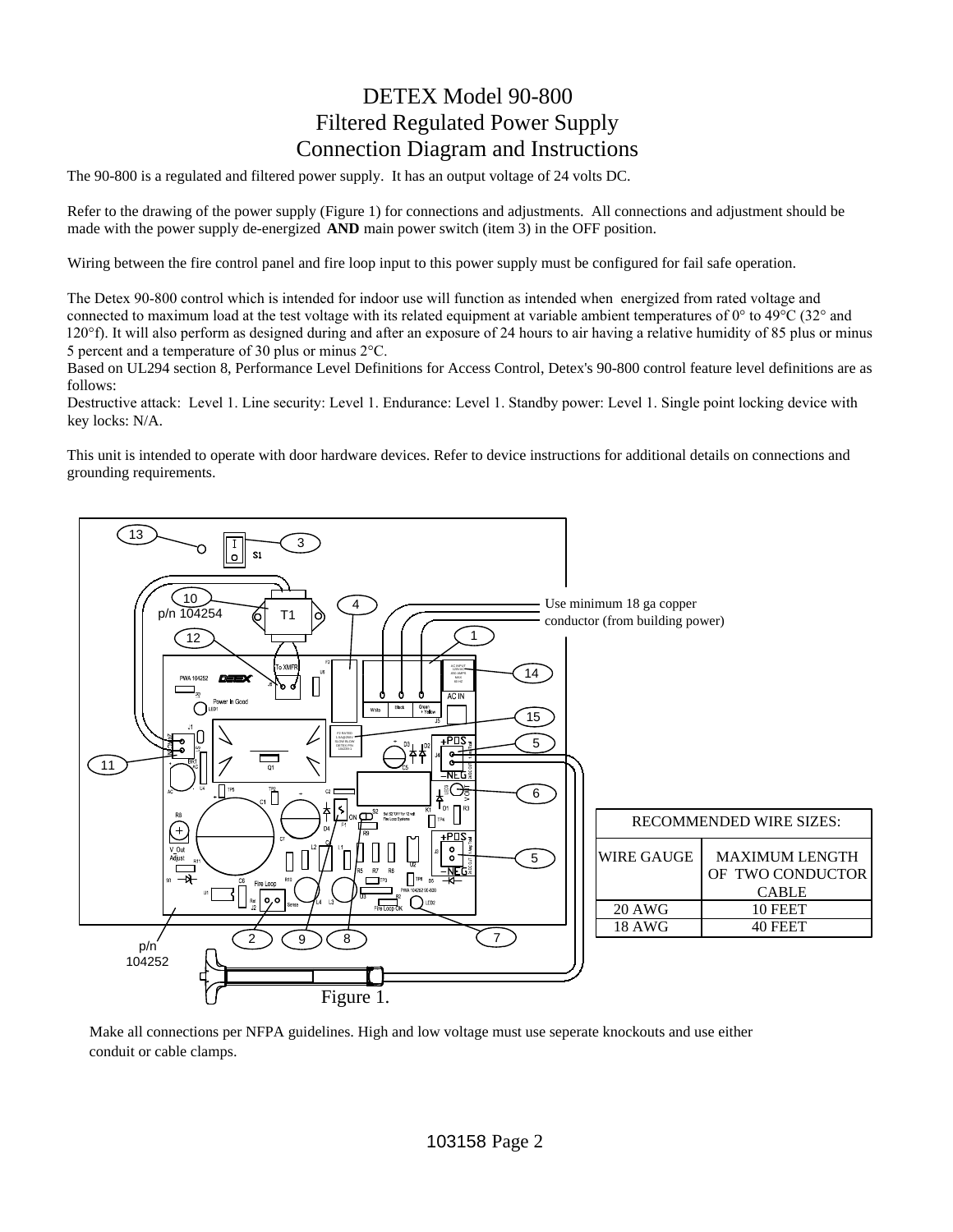# DETEX Model 90-800
# Filtered Regulated Power Supply
# Connection Diagram and Instructions

The 90-800 is a regulated and filtered power supply. It has an output voltage of 24 volts DC.

Refer to the drawing of the power supply (Figure 1) for connections and adjustments. All connections and adjustment should be made with the power supply de-energized **AND** main power switch (item 3) in the OFF position.

Wiring between the fire control panel and fire loop input to this power supply must be configured for fail safe operation.

The Detex 90-800 control which is intended for indoor use will function as intended when energized from rated voltage and connected to maximum load at the test voltage with its related equipment at variable ambient temperatures of 0° to 49°C (32° and 120°f). It will also perform as designed during and after an exposure of 24 hours to air having a relative humidity of 85 plus or minus 5 percent and a temperature of 30 plus or minus 2°C.

Based on UL294 section 8, Performance Level Definitions for Access Control, Detex's 90-800 control feature level definitions are as follows:

Destructive attack: Level 1. Line security: Level 1. Endurance: Level 1. Standby power: Level 1. Single point locking device with key locks: N/A.

This unit is intended to operate with door hardware devices. Refer to device instructions for additional details on connections and grounding requirements.

Use minimum 18 ga copper conductor (from building power)

| RECOMMENDED WIRE SIZES: | |
|---|---|
| WIRE GAUGE | MAXIMUM LENGTH OF TWO CONDUCTOR CABLE |
| 20 AWG | 10 FEET |
| 18 AWG | 40 FEET |

Figure 1.

Make all connections per NFPA guidelines. High and low voltage must use seperate knockouts and use either conduit or cable clamps.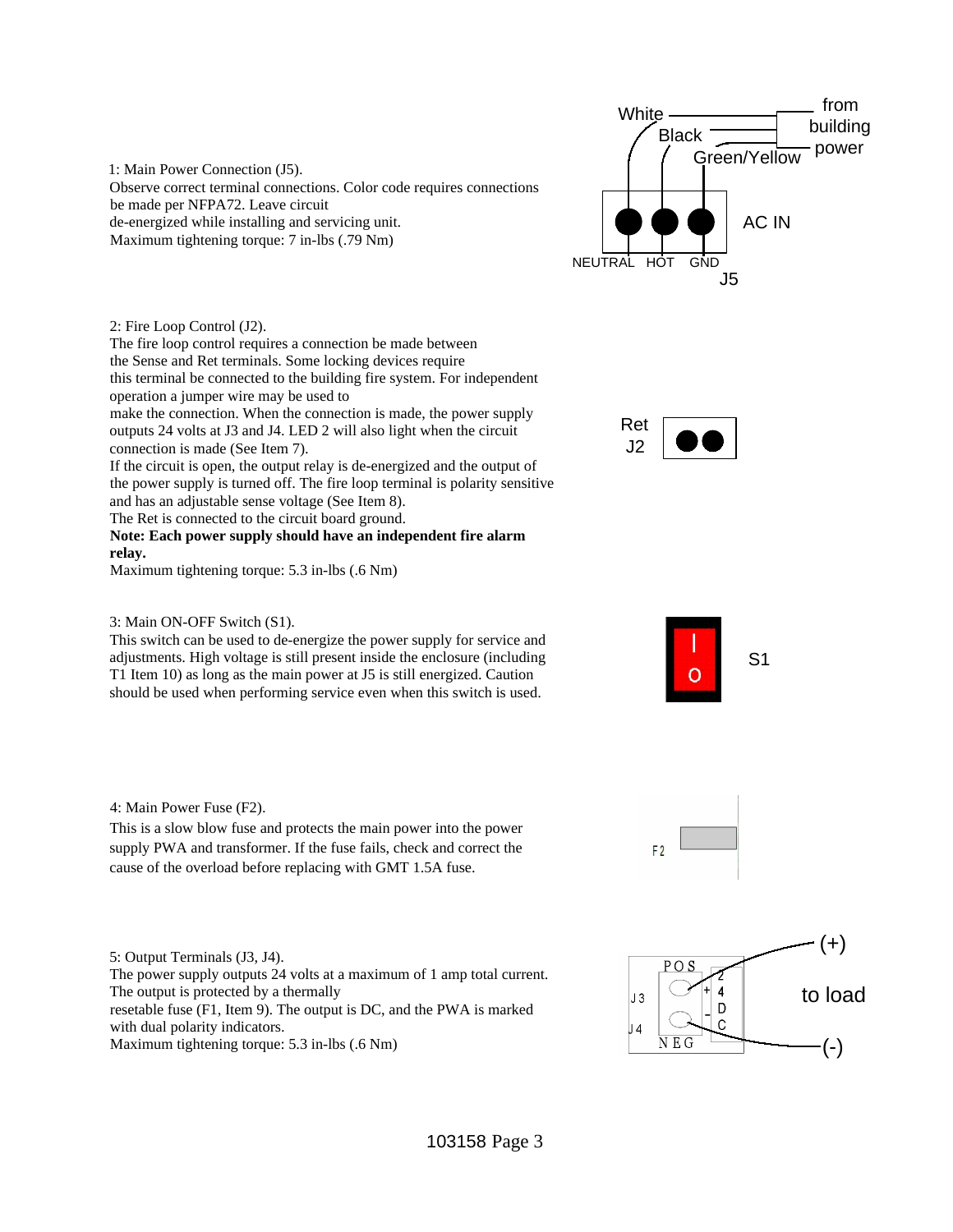1: Main Power Connection (J5).
Observe correct terminal connections. Color code requires connections be made per NFPA72. Leave circuit de-energized while installing and servicing unit.
Maximum tightening torque: 7 in-lbs (.79 Nm)

White, Black, Green/Yellow from building power

AC IN

NEUTRAL HOT GND

J5

2: Fire Loop Control (J2).
The fire loop control requires a connection be made between the Sense and Ret terminals. Some locking devices require this terminal be connected to the building fire system. For independent operation a jumper wire may be used to make the connection. When the connection is made, the power supply outputs 24 volts at J3 and J4. LED 2 will also light when the circuit connection is made (See Item 7).
If the circuit is open, the output relay is de-energized and the output of the power supply is turned off. The fire loop terminal is polarity sensitive and has an adjustable sense voltage (See Item 8).
The Ret is connected to the circuit board ground.
**Note: Each power supply should have an independent fire alarm relay.**
Maximum tightening torque: 5.3 in-lbs (.6 Nm)

Ret
J2

3: Main ON-OFF Switch (S1).
This switch can be used to de-energize the power supply for service and adjustments. High voltage is still present inside the enclosure (including T1 Item 10) as long as the main power at J5 is still energized. Caution should be used when performing service even when this switch is used.

S1

4: Main Power Fuse (F2).
This is a slow blow fuse and protects the main power into the power supply PWA and transformer. If the fuse fails, check and correct the cause of the overload before replacing with GMT 1.5A fuse.

F2

5: Output Terminals (J3, J4).
The power supply outputs 24 volts at a maximum of 1 amp total current. The output is protected by a thermally resettable fuse (F1, Item 9). The output is DC, and the PWA is marked with dual polarity indicators.
Maximum tightening torque: 5.3 in-lbs (.6 Nm)

POS, NEG, J3, J4, 24 DC, (+) (-) to load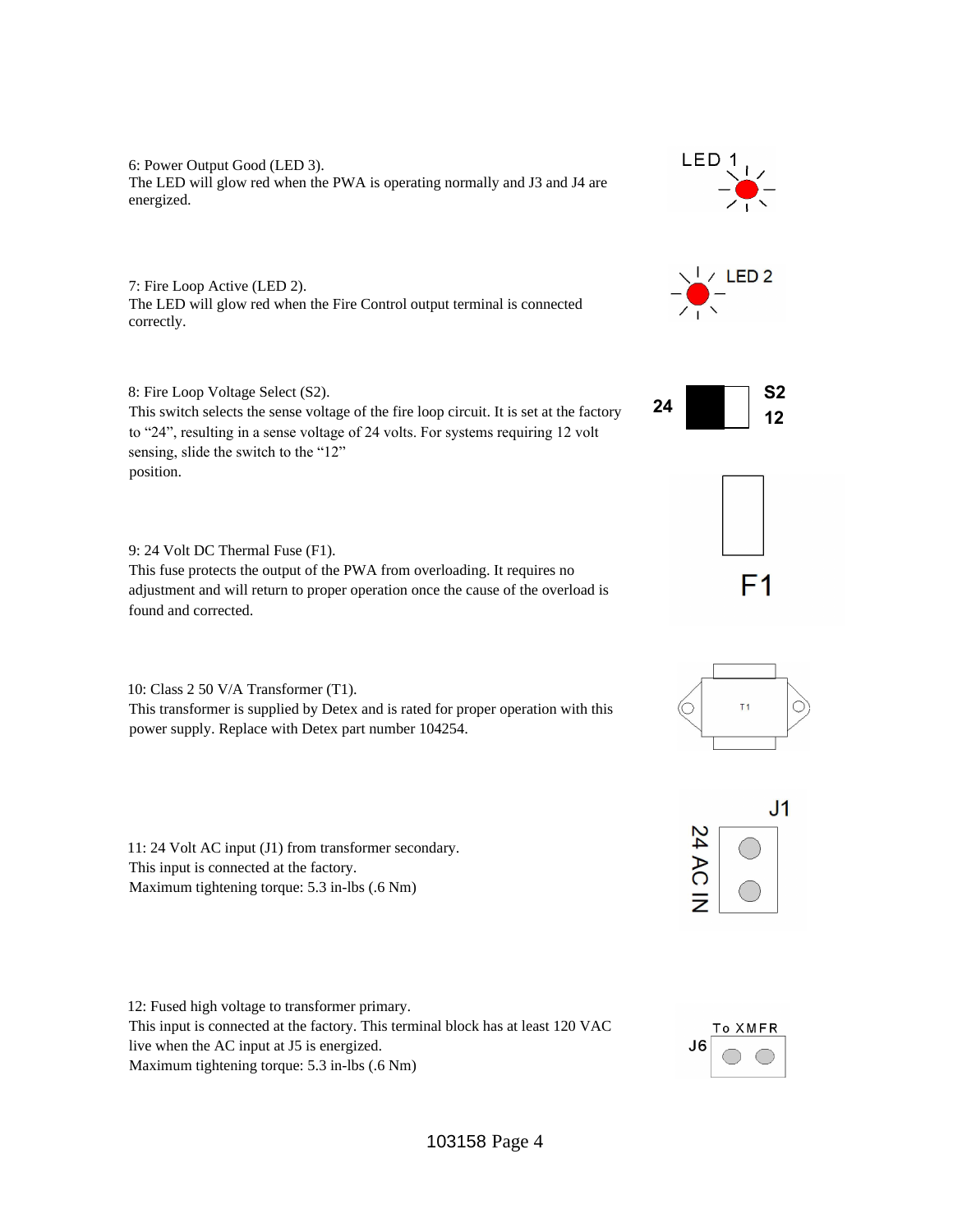6: Power Output Good (LED 3).
The LED will glow red when the PWA is operating normally and J3 and J4 are energized.

LED 1

7: Fire Loop Active (LED 2).
The LED will glow red when the Fire Control output terminal is connected correctly.

LED 2

8: Fire Loop Voltage Select (S2).
This switch selects the sense voltage of the fire loop circuit. It is set at the factory to “24”, resulting in a sense voltage of 24 volts. For systems requiring 12 volt sensing, slide the switch to the “12” position.

24 S2 12

9: 24 Volt DC Thermal Fuse (F1).
This fuse protects the output of the PWA from overloading. It requires no adjustment and will return to proper operation once the cause of the overload is found and corrected.

F1

10: Class 2 50 V/A Transformer (T1).
This transformer is supplied by Detex and is rated for proper operation with this power supply. Replace with Detex part number 104254.

T1

11: 24 Volt AC input (J1) from transformer secondary.
This input is connected at the factory.
Maximum tightening torque: 5.3 in-lbs (.6 Nm)

J1 24 AC IN

12: Fused high voltage to transformer primary.
This input is connected at the factory. This terminal block has at least 120 VAC live when the AC input at J5 is energized.
Maximum tightening torque: 5.3 in-lbs (.6 Nm)

J6 To XMFR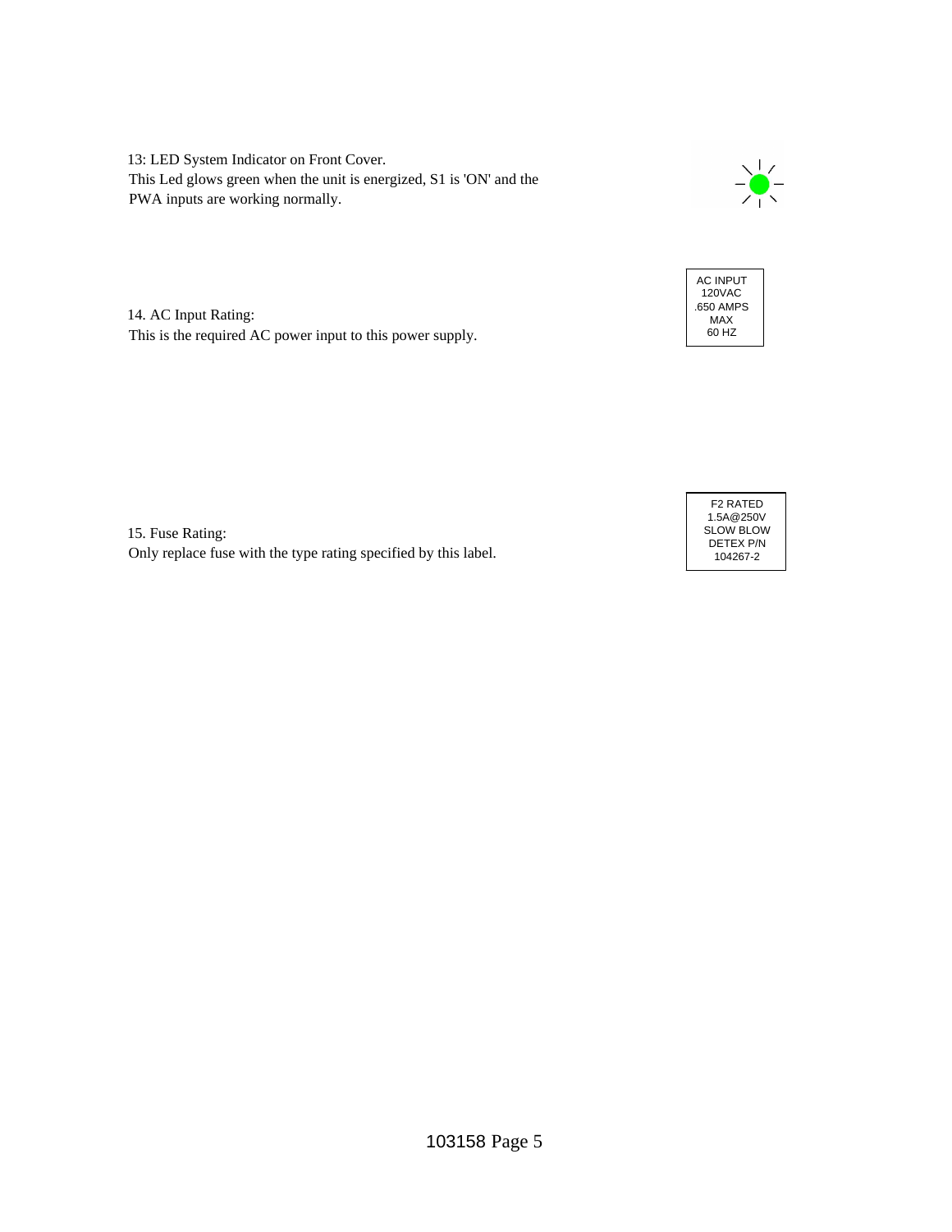13: LED System Indicator on Front Cover.
This Led glows green when the unit is energized, S1 is 'ON' and the PWA inputs are working normally.

14. AC Input Rating:
This is the required AC power input to this power supply.

AC INPUT
120VAC
.650 AMPS
MAX
60 HZ

15. Fuse Rating:
Only replace fuse with the type rating specified by this label.

F2 RATED
1.5A@250V
SLOW BLOW
DETEX P/N
104267-2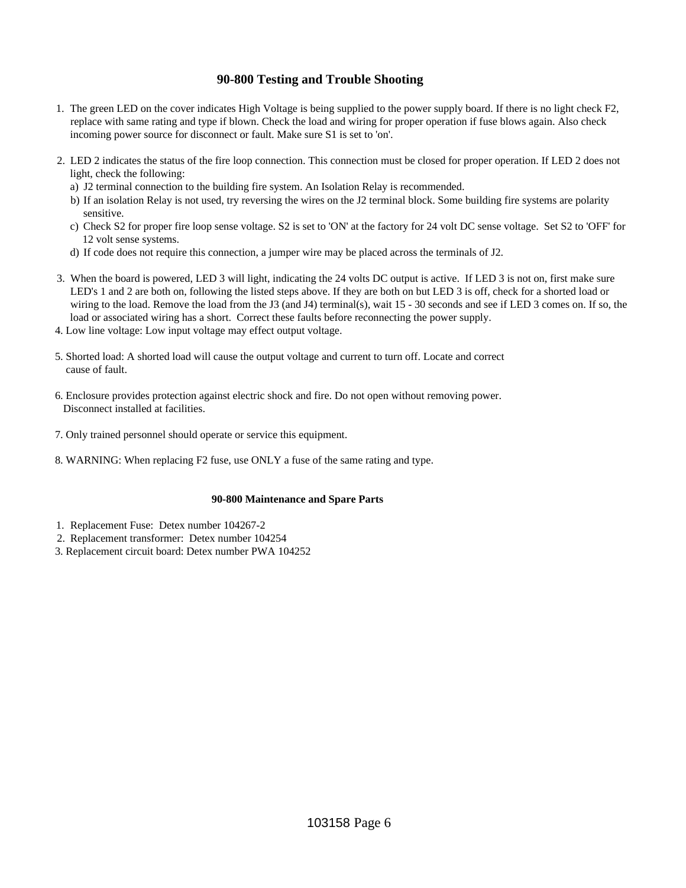## 90-800 Testing and Trouble Shooting

1. The green LED on the cover indicates High Voltage is being supplied to the power supply board. If there is no light check F2, replace with same rating and type if blown. Check the load and wiring for proper operation if fuse blows again. Also check incoming power source for disconnect or fault. Make sure S1 is set to 'on'.

2. LED 2 indicates the status of the fire loop connection. This connection must be closed for proper operation. If LED 2 does not light, check the following:
   a) J2 terminal connection to the building fire system. An Isolation Relay is recommended.
   b) If an isolation Relay is not used, try reversing the wires on the J2 terminal block. Some building fire systems are polarity sensitive.
   c) Check S2 for proper fire loop sense voltage. S2 is set to 'ON' at the factory for 24 volt DC sense voltage. Set S2 to 'OFF' for 12 volt sense systems.
   d) If code does not require this connection, a jumper wire may be placed across the terminals of J2.

3. When the board is powered, LED 3 will light, indicating the 24 volts DC output is active. If LED 3 is not on, first make sure LED's 1 and 2 are both on, following the listed steps above. If they are both on but LED 3 is off, check for a shorted load or wiring to the load. Remove the load from the J3 (and J4) terminal(s), wait 15 - 30 seconds and see if LED 3 comes on. If so, the load or associated wiring has a short. Correct these faults before reconnecting the power supply.

4. Low line voltage: Low input voltage may effect output voltage.

5. Shorted load: A shorted load will cause the output voltage and current to turn off. Locate and correct cause of fault.

6. Enclosure provides protection against electric shock and fire. Do not open without removing power. Disconnect installed at facilities.

7. Only trained personnel should operate or service this equipment.

8. WARNING: When replacing F2 fuse, use ONLY a fuse of the same rating and type.

### 90-800 Maintenance and Spare Parts

1. Replacement Fuse: Detex number 104267-2
2. Replacement transformer: Detex number 104254
3. Replacement circuit board: Detex number PWA 104252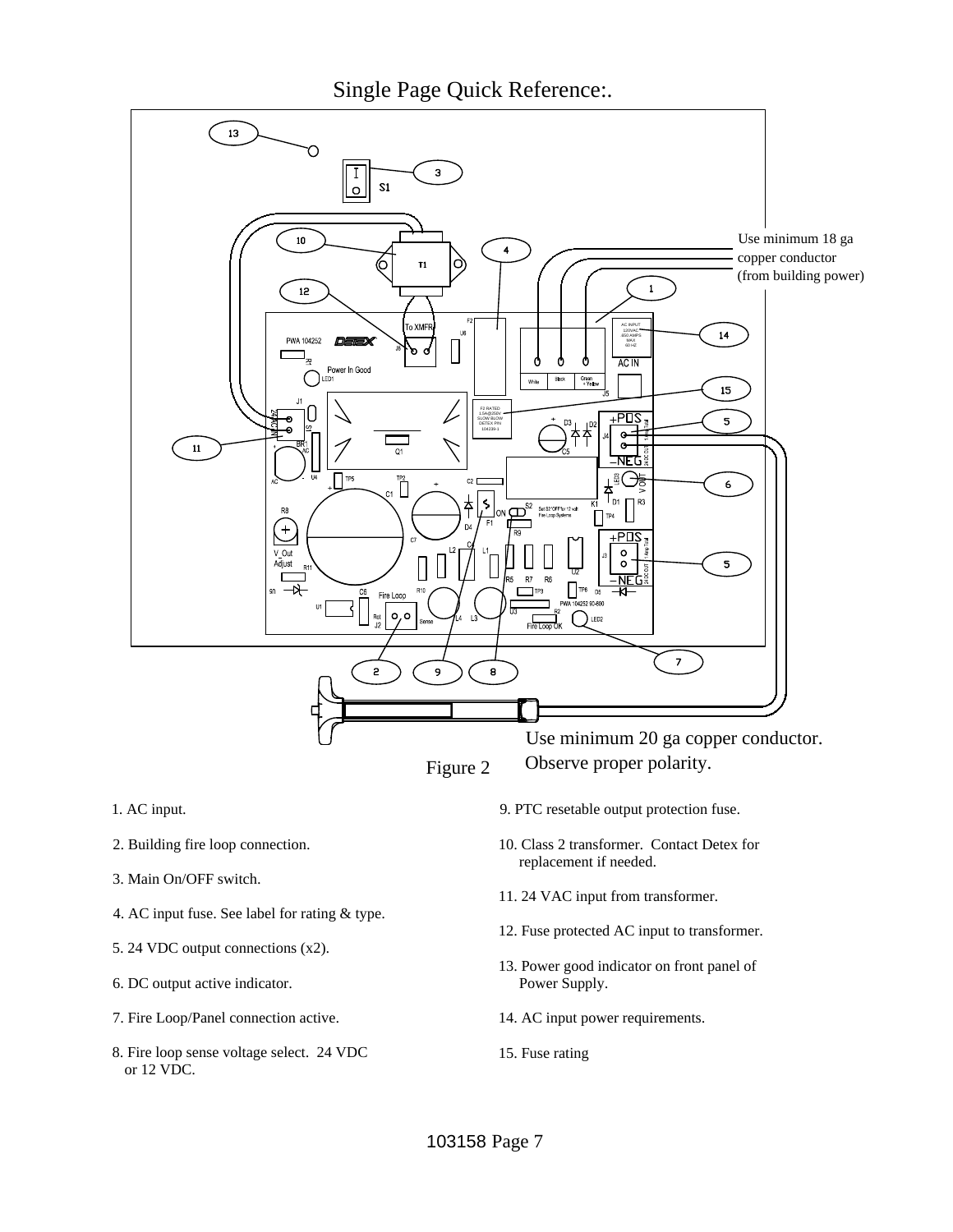# Single Page Quick Reference:.

Use minimum 18 ga copper conductor (from building power)

Use minimum 20 ga copper conductor. Observe proper polarity.

Figure 2

1. AC input.
2. Building fire loop connection.
3. Main On/OFF switch.
4. AC input fuse. See label for rating & type.
5. 24 VDC output connections (x2).
6. DC output active indicator.
7. Fire Loop/Panel connection active.
8. Fire loop sense voltage select. 24 VDC or 12 VDC.
9. PTC resetable output protection fuse.
10. Class 2 transformer. Contact Detex for replacement if needed.
11. 24 VAC input from transformer.
12. Fuse protected AC input to transformer.
13. Power good indicator on front panel of Power Supply.
14. AC input power requirements.
15. Fuse rating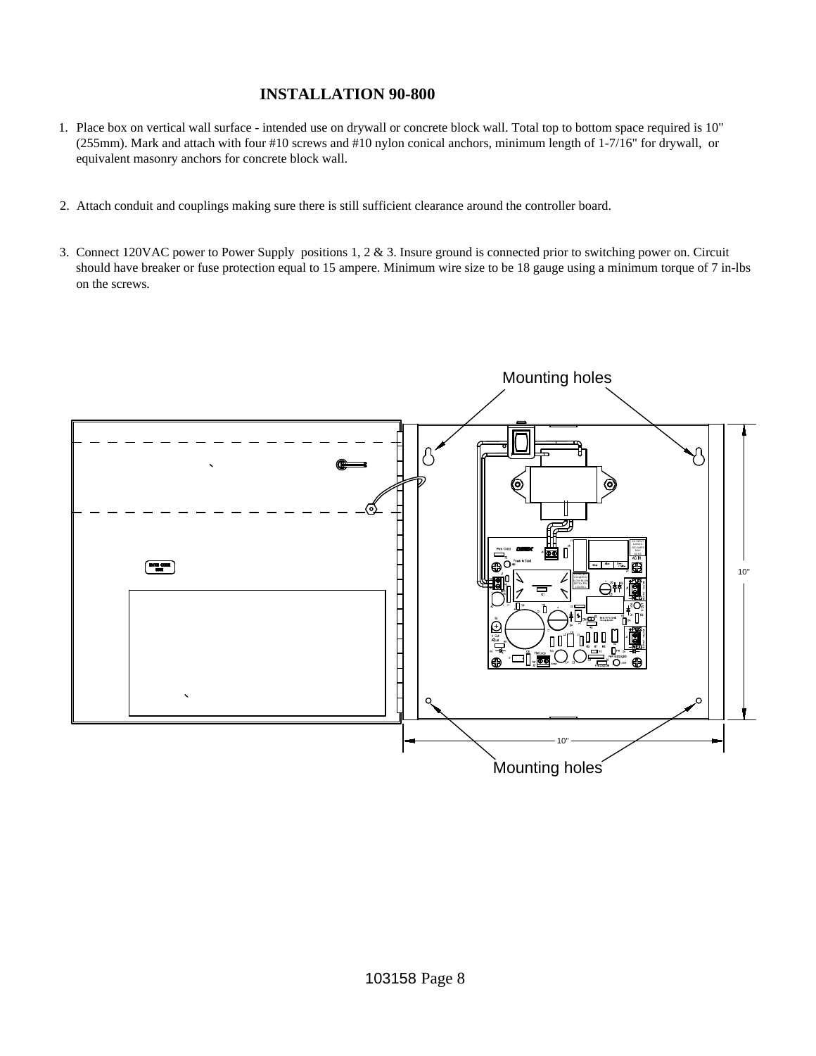# INSTALLATION 90-800

1. Place box on vertical wall surface - intended use on drywall or concrete block wall. Total top to bottom space required is 10" (255mm). Mark and attach with four #10 screws and #10 nylon conical anchors, minimum length of 1-7/16" for drywall, or equivalent masonry anchors for concrete block wall.

2. Attach conduit and couplings making sure there is still sufficient clearance around the controller board.

3. Connect 120VAC power to Power Supply positions 1, 2 & 3. Insure ground is connected prior to switching power on. Circuit should have breaker or fuse protection equal to 15 ampere. Minimum wire size to be 18 gauge using a minimum torque of 7 in-lbs on the screws.

Mounting holes

10"

10"

Mounting holes